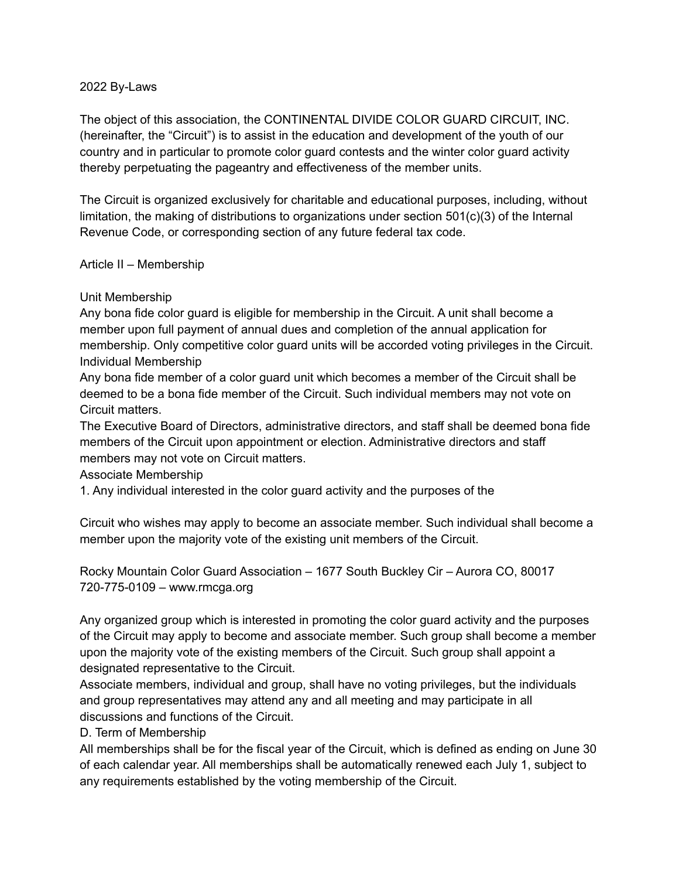2022 By-Laws

The object of this association, the CONTINENTAL DIVIDE COLOR GUARD CIRCUIT, INC. (hereinafter, the "Circuit") is to assist in the education and development of the youth of our country and in particular to promote color guard contests and the winter color guard activity thereby perpetuating the pageantry and effectiveness of the member units.

The Circuit is organized exclusively for charitable and educational purposes, including, without limitation, the making of distributions to organizations under section 501(c)(3) of the Internal Revenue Code, or corresponding section of any future federal tax code.

## Article II – Membership

### Unit Membership

Any bona fide color guard is eligible for membership in the Circuit. A unit shall become a member upon full payment of annual dues and completion of the annual application for membership. Only competitive color guard units will be accorded voting privileges in the Circuit.

### Individual Membership

Any bona fide member of a color guard unit which becomes a member of the Circuit shall be deemed to be a bona fide member of the Circuit. Such individual members may not vote on Circuit matters.

The Executive Board of Directors, administrative directors, and staff shall be deemed bona fide members of the Circuit upon appointment or election. Administrative directors and staff members may not vote on Circuit matters.

### Associate Membership

1. Any individual interested in the color guard activity and the purposes of the

Circuit who wishes may apply to become an associate member. Such individual shall become a member upon the majority vote of the existing unit members of the Circuit.

Rocky Mountain Color Guard Association – 1677 South Buckley Cir – Aurora CO, 80017
720-775-0109 – www.rmcga.org

Any organized group which is interested in promoting the color guard activity and the purposes of the Circuit may apply to become and associate member. Such group shall become a member upon the majority vote of the existing members of the Circuit. Such group shall appoint a designated representative to the Circuit.

Associate members, individual and group, shall have no voting privileges, but the individuals and group representatives may attend any and all meeting and may participate in all discussions and functions of the Circuit.

### D. Term of Membership

All memberships shall be for the fiscal year of the Circuit, which is defined as ending on June 30 of each calendar year. All memberships shall be automatically renewed each July 1, subject to any requirements established by the voting membership of the Circuit.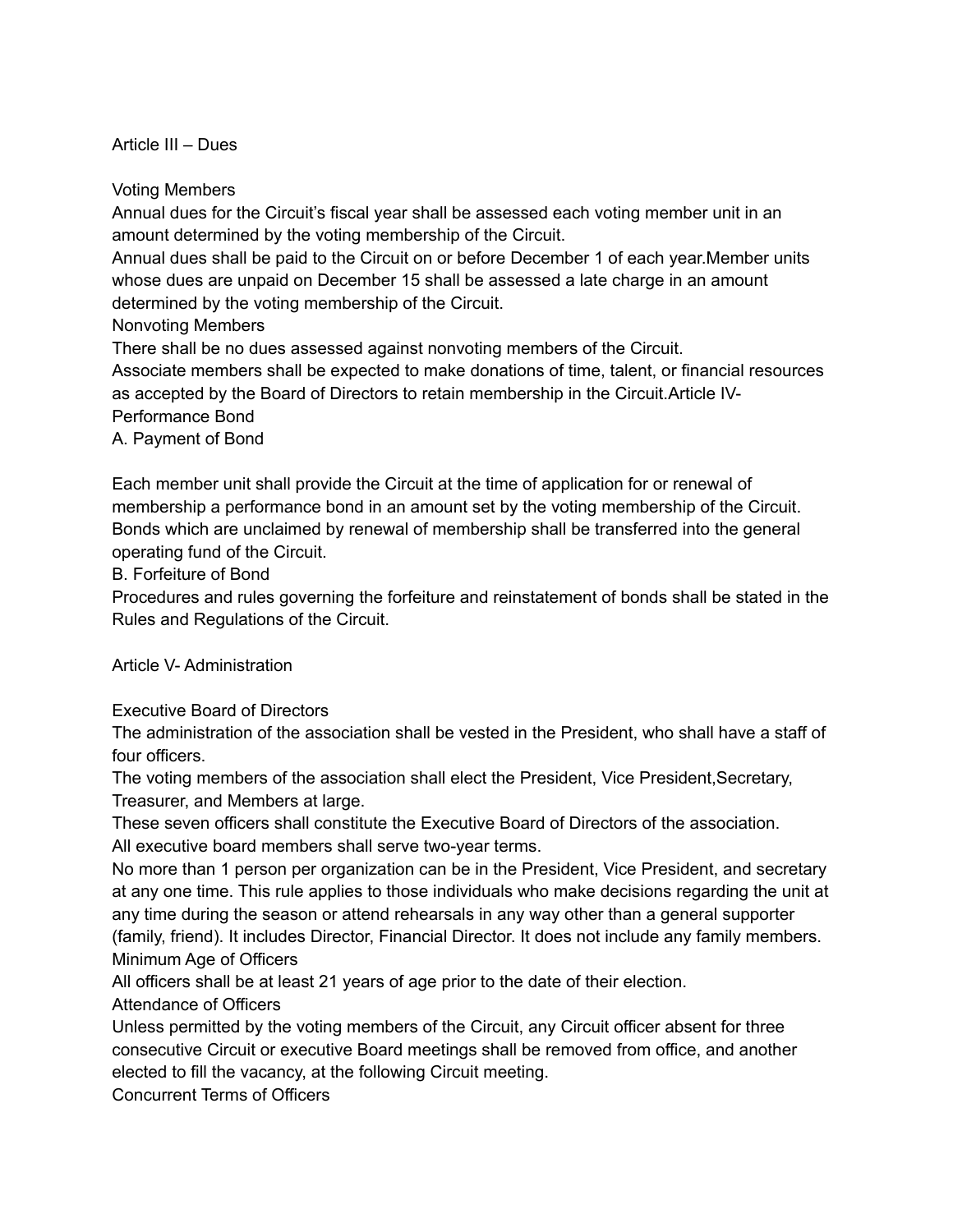## Article III – Dues

### Voting Members

Annual dues for the Circuit's fiscal year shall be assessed each voting member unit in an amount determined by the voting membership of the Circuit.

Annual dues shall be paid to the Circuit on or before December 1 of each year.Member units whose dues are unpaid on December 15 shall be assessed a late charge in an amount determined by the voting membership of the Circuit.

### Nonvoting Members

There shall be no dues assessed against nonvoting members of the Circuit.

Associate members shall be expected to make donations of time, talent, or financial resources as accepted by the Board of Directors to retain membership in the Circuit.

## Article IV- Performance Bond

### A. Payment of Bond

Each member unit shall provide the Circuit at the time of application for or renewal of membership a performance bond in an amount set by the voting membership of the Circuit. Bonds which are unclaimed by renewal of membership shall be transferred into the general operating fund of the Circuit.

### B. Forfeiture of Bond

Procedures and rules governing the forfeiture and reinstatement of bonds shall be stated in the Rules and Regulations of the Circuit.

## Article V- Administration

### Executive Board of Directors

The administration of the association shall be vested in the President, who shall have a staff of four officers.

The voting members of the association shall elect the President, Vice President,Secretary, Treasurer, and Members at large.

These seven officers shall constitute the Executive Board of Directors of the association.

All executive board members shall serve two-year terms.

No more than 1 person per organization can be in the President, Vice President, and secretary at any one time. This rule applies to those individuals who make decisions regarding the unit at any time during the season or attend rehearsals in any way other than a general supporter (family, friend). It includes Director, Financial Director. It does not include any family members.

### Minimum Age of Officers

All officers shall be at least 21 years of age prior to the date of their election.

### Attendance of Officers

Unless permitted by the voting members of the Circuit, any Circuit officer absent for three consecutive Circuit or executive Board meetings shall be removed from office, and another elected to fill the vacancy, at the following Circuit meeting.

### Concurrent Terms of Officers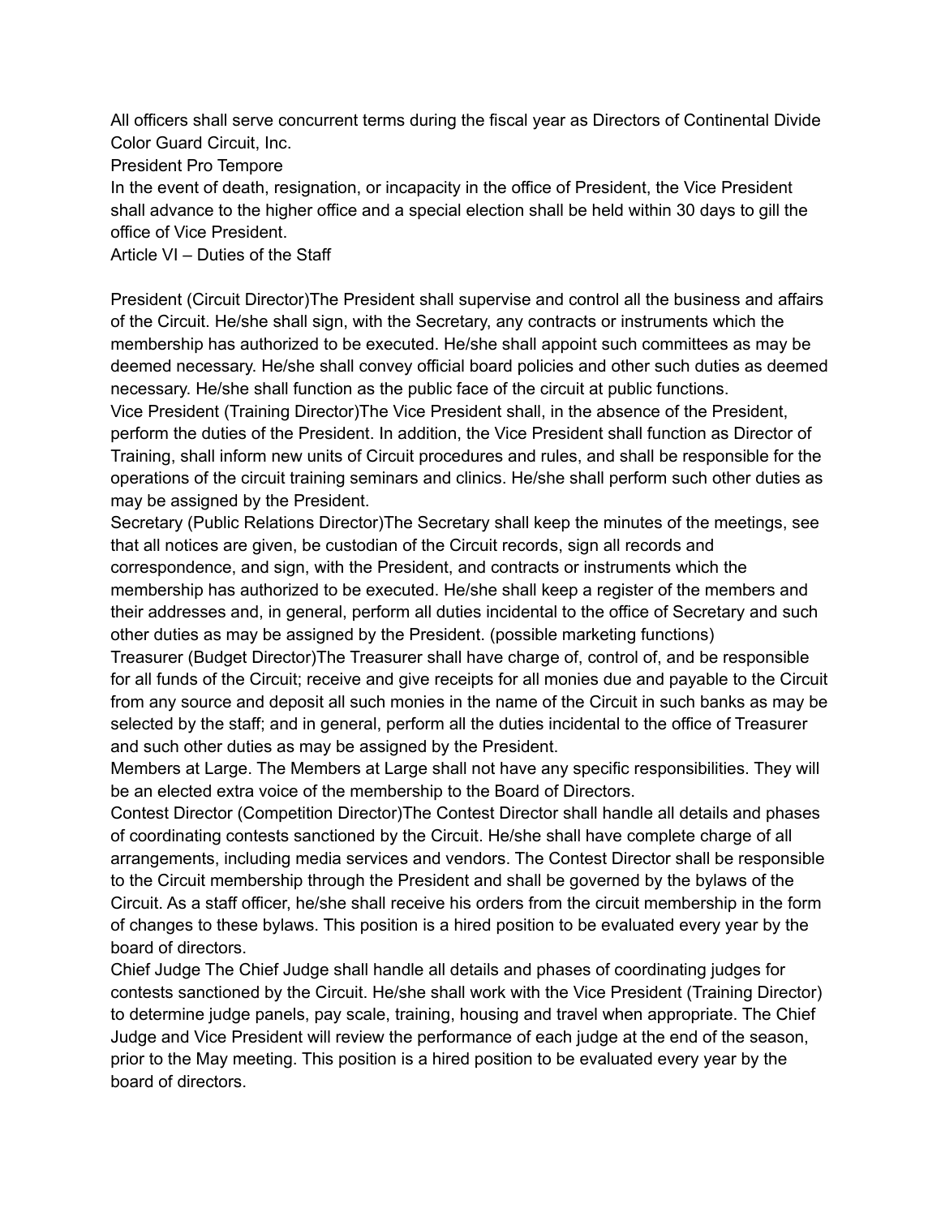All officers shall serve concurrent terms during the fiscal year as Directors of Continental Divide Color Guard Circuit, Inc.

President Pro Tempore

In the event of death, resignation, or incapacity in the office of President, the Vice President shall advance to the higher office and a special election shall be held within 30 days to gill the office of Vice President.

Article VI – Duties of the Staff

President (Circuit Director)The President shall supervise and control all the business and affairs of the Circuit. He/she shall sign, with the Secretary, any contracts or instruments which the membership has authorized to be executed. He/she shall appoint such committees as may be deemed necessary. He/she shall convey official board policies and other such duties as deemed necessary. He/she shall function as the public face of the circuit at public functions.

Vice President (Training Director)The Vice President shall, in the absence of the President, perform the duties of the President. In addition, the Vice President shall function as Director of Training, shall inform new units of Circuit procedures and rules, and shall be responsible for the operations of the circuit training seminars and clinics. He/she shall perform such other duties as may be assigned by the President.

Secretary (Public Relations Director)The Secretary shall keep the minutes of the meetings, see that all notices are given, be custodian of the Circuit records, sign all records and correspondence, and sign, with the President, and contracts or instruments which the membership has authorized to be executed. He/she shall keep a register of the members and their addresses and, in general, perform all duties incidental to the office of Secretary and such other duties as may be assigned by the President. (possible marketing functions)

Treasurer (Budget Director)The Treasurer shall have charge of, control of, and be responsible for all funds of the Circuit; receive and give receipts for all monies due and payable to the Circuit from any source and deposit all such monies in the name of the Circuit in such banks as may be selected by the staff; and in general, perform all the duties incidental to the office of Treasurer and such other duties as may be assigned by the President.

Members at Large. The Members at Large shall not have any specific responsibilities. They will be an elected extra voice of the membership to the Board of Directors.

Contest Director (Competition Director)The Contest Director shall handle all details and phases of coordinating contests sanctioned by the Circuit. He/she shall have complete charge of all arrangements, including media services and vendors. The Contest Director shall be responsible to the Circuit membership through the President and shall be governed by the bylaws of the Circuit. As a staff officer, he/she shall receive his orders from the circuit membership in the form of changes to these bylaws. This position is a hired position to be evaluated every year by the board of directors.

Chief Judge The Chief Judge shall handle all details and phases of coordinating judges for contests sanctioned by the Circuit. He/she shall work with the Vice President (Training Director) to determine judge panels, pay scale, training, housing and travel when appropriate. The Chief Judge and Vice President will review the performance of each judge at the end of the season, prior to the May meeting. This position is a hired position to be evaluated every year by the board of directors.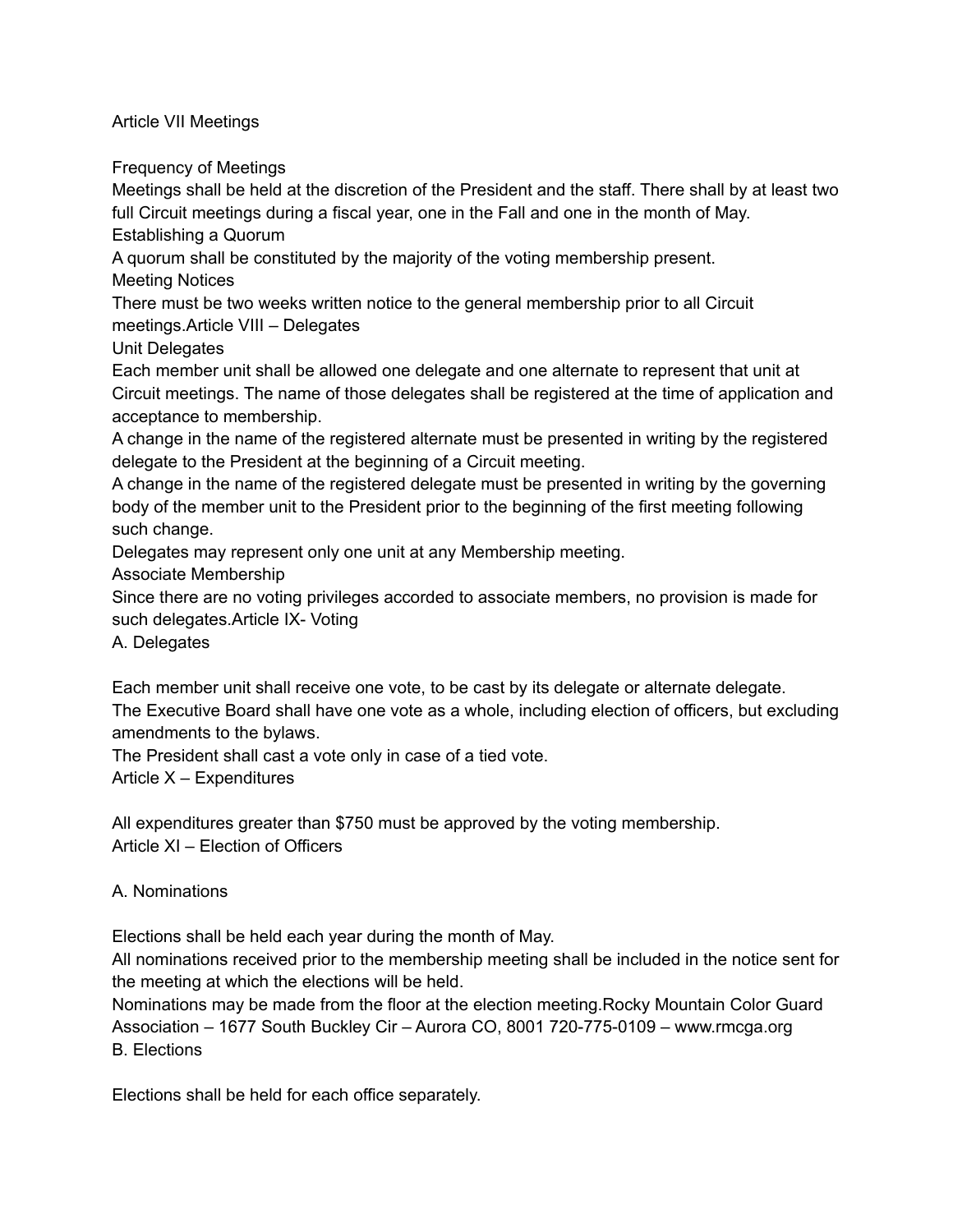## Article VII Meetings

### Frequency of Meetings

Meetings shall be held at the discretion of the President and the staff. There shall by at least two full Circuit meetings during a fiscal year, one in the Fall and one in the month of May.

### Establishing a Quorum

A quorum shall be constituted by the majority of the voting membership present.

### Meeting Notices

There must be two weeks written notice to the general membership prior to all Circuit meetings.

## Article VIII – Delegates

### Unit Delegates

Each member unit shall be allowed one delegate and one alternate to represent that unit at Circuit meetings. The name of those delegates shall be registered at the time of application and acceptance to membership.

A change in the name of the registered alternate must be presented in writing by the registered delegate to the President at the beginning of a Circuit meeting.

A change in the name of the registered delegate must be presented in writing by the governing body of the member unit to the President prior to the beginning of the first meeting following such change.

Delegates may represent only one unit at any Membership meeting.

### Associate Membership

Since there are no voting privileges accorded to associate members, no provision is made for such delegates.

## Article IX- Voting

### A. Delegates

Each member unit shall receive one vote, to be cast by its delegate or alternate delegate.

The Executive Board shall have one vote as a whole, including election of officers, but excluding amendments to the bylaws.

The President shall cast a vote only in case of a tied vote.

## Article X – Expenditures

All expenditures greater than $750 must be approved by the voting membership.

## Article XI – Election of Officers

### A. Nominations

Elections shall be held each year during the month of May.

All nominations received prior to the membership meeting shall be included in the notice sent for the meeting at which the elections will be held.

Nominations may be made from the floor at the election meeting.

Rocky Mountain Color Guard Association – 1677 South Buckley Cir – Aurora CO, 8001 720-775-0109 – www.rmcga.org

### B. Elections

Elections shall be held for each office separately.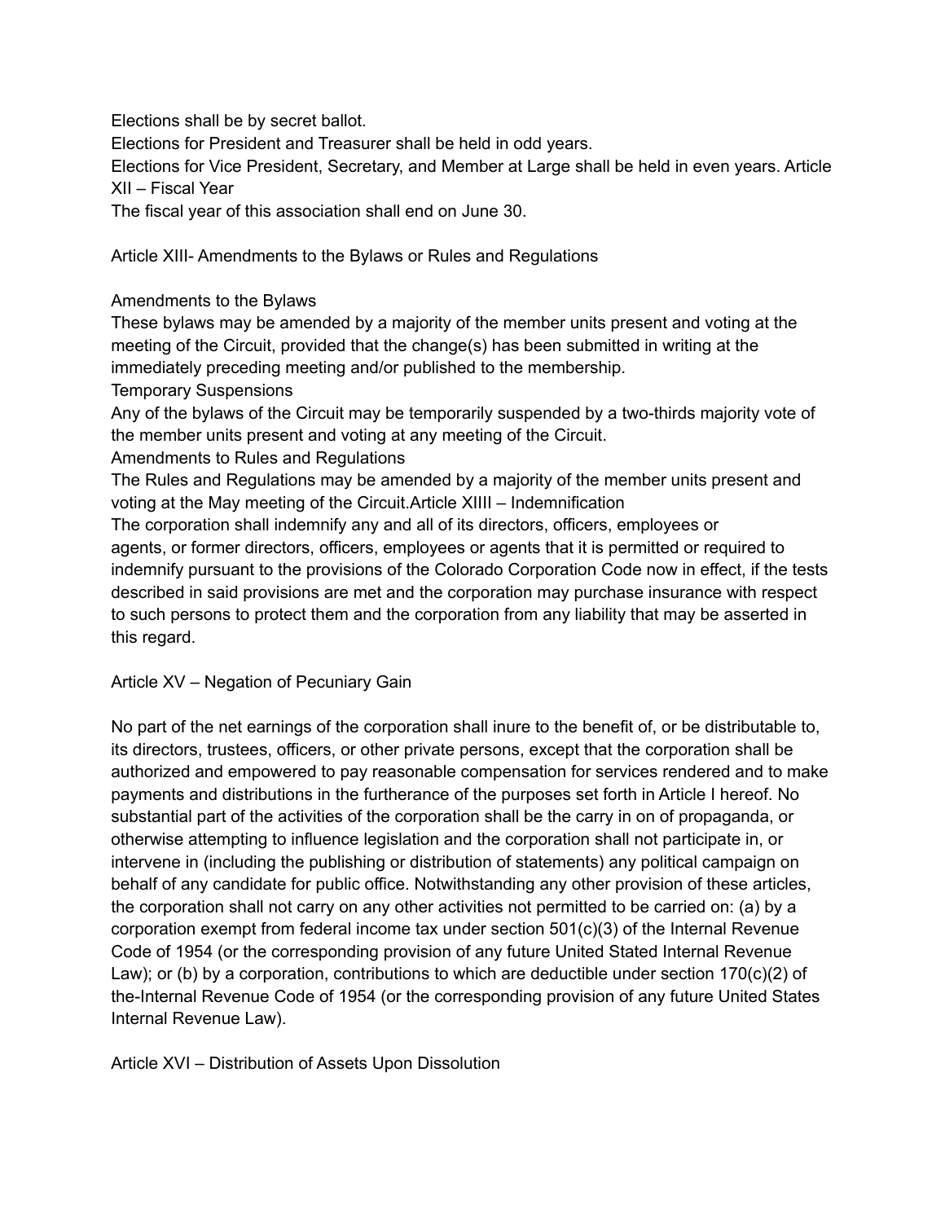Elections shall be by secret ballot.
Elections for President and Treasurer shall be held in odd years.
Elections for Vice President, Secretary, and Member at Large shall be held in even years.

## Article XII – Fiscal Year

The fiscal year of this association shall end on June 30.

## Article XIII- Amendments to the Bylaws or Rules and Regulations

### Amendments to the Bylaws

These bylaws may be amended by a majority of the member units present and voting at the meeting of the Circuit, provided that the change(s) has been submitted in writing at the immediately preceding meeting and/or published to the membership.

### Temporary Suspensions

Any of the bylaws of the Circuit may be temporarily suspended by a two-thirds majority vote of the member units present and voting at any meeting of the Circuit.

### Amendments to Rules and Regulations

The Rules and Regulations may be amended by a majority of the member units present and voting at the May meeting of the Circuit.

## Article XIIII – Indemnification

The corporation shall indemnify any and all of its directors, officers, employees or agents, or former directors, officers, employees or agents that it is permitted or required to indemnify pursuant to the provisions of the Colorado Corporation Code now in effect, if the tests described in said provisions are met and the corporation may purchase insurance with respect to such persons to protect them and the corporation from any liability that may be asserted in this regard.

## Article XV – Negation of Pecuniary Gain

No part of the net earnings of the corporation shall inure to the benefit of, or be distributable to, its directors, trustees, officers, or other private persons, except that the corporation shall be authorized and empowered to pay reasonable compensation for services rendered and to make payments and distributions in the furtherance of the purposes set forth in Article I hereof. No substantial part of the activities of the corporation shall be the carry in on of propaganda, or otherwise attempting to influence legislation and the corporation shall not participate in, or intervene in (including the publishing or distribution of statements) any political campaign on behalf of any candidate for public office. Notwithstanding any other provision of these articles, the corporation shall not carry on any other activities not permitted to be carried on: (a) by a corporation exempt from federal income tax under section 501(c)(3) of the Internal Revenue Code of 1954 (or the corresponding provision of any future United Stated Internal Revenue Law); or (b) by a corporation, contributions to which are deductible under section 170(c)(2) of the-Internal Revenue Code of 1954 (or the corresponding provision of any future United States Internal Revenue Law).

## Article XVI – Distribution of Assets Upon Dissolution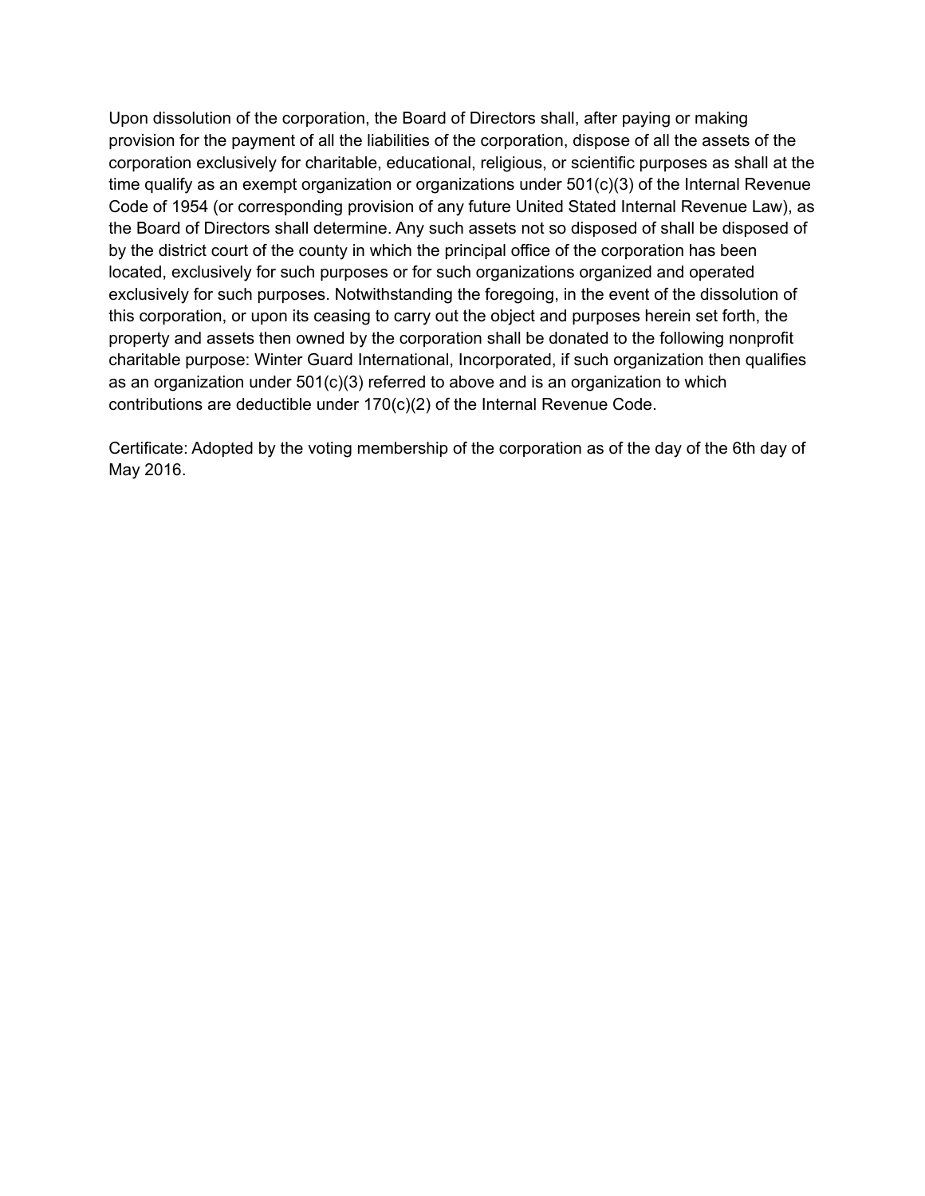Upon dissolution of the corporation, the Board of Directors shall, after paying or making provision for the payment of all the liabilities of the corporation, dispose of all the assets of the corporation exclusively for charitable, educational, religious, or scientific purposes as shall at the time qualify as an exempt organization or organizations under 501(c)(3) of the Internal Revenue Code of 1954 (or corresponding provision of any future United Stated Internal Revenue Law), as the Board of Directors shall determine. Any such assets not so disposed of shall be disposed of by the district court of the county in which the principal office of the corporation has been located, exclusively for such purposes or for such organizations organized and operated exclusively for such purposes. Notwithstanding the foregoing, in the event of the dissolution of this corporation, or upon its ceasing to carry out the object and purposes herein set forth, the property and assets then owned by the corporation shall be donated to the following nonprofit charitable purpose: Winter Guard International, Incorporated, if such organization then qualifies as an organization under 501(c)(3) referred to above and is an organization to which contributions are deductible under 170(c)(2) of the Internal Revenue Code.

Certificate: Adopted by the voting membership of the corporation as of the day of the 6th day of May 2016.